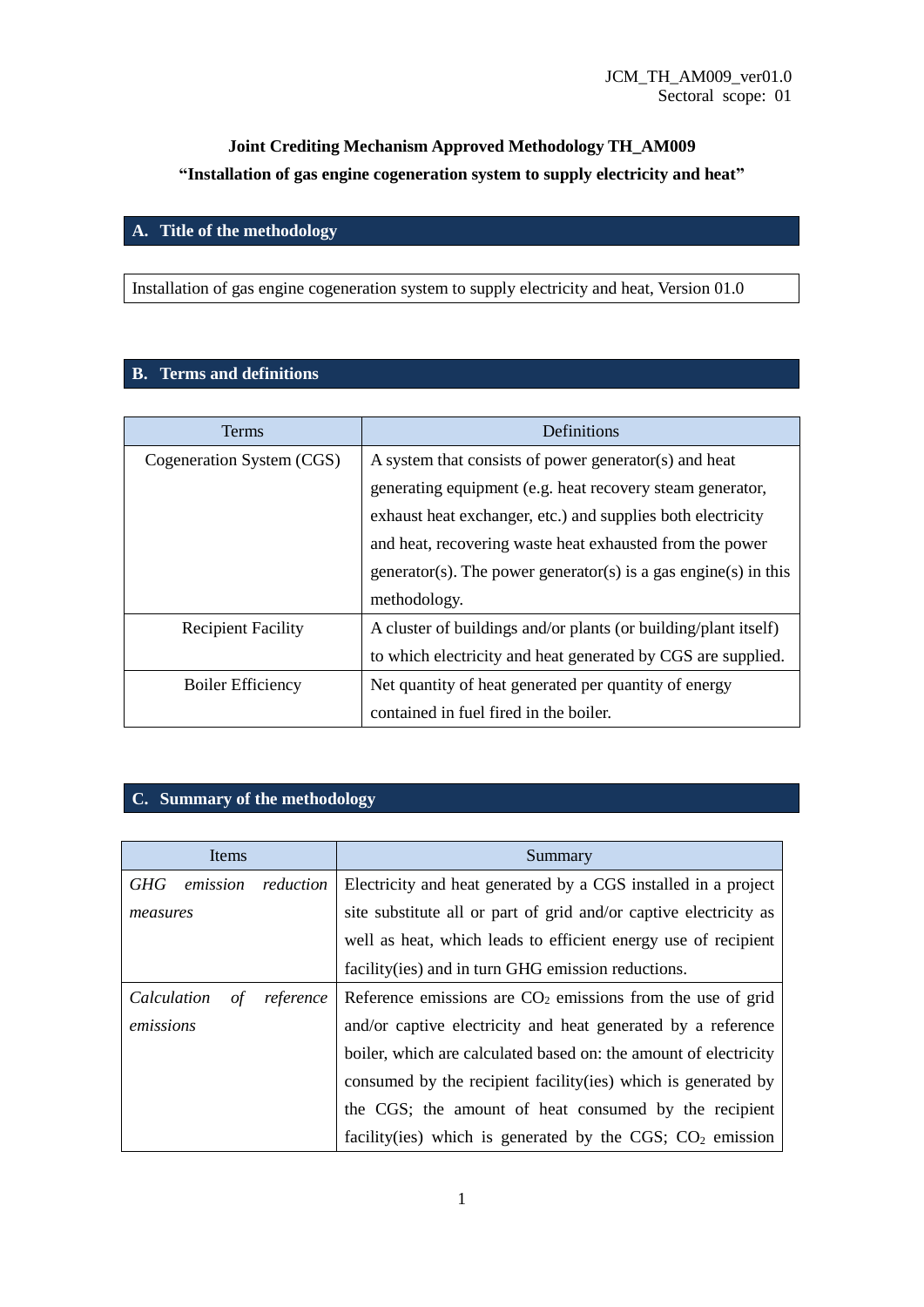JCM_TH_AM009_ver01.0
Sectoral scope: 01

**Joint Crediting Mechanism Approved Methodology TH_AM009**

**"Installation of gas engine cogeneration system to supply electricity and heat"**

## A. Title of the methodology

Installation of gas engine cogeneration system to supply electricity and heat, Version 01.0

## B. Terms and definitions

| Terms | Definitions |
|---|---|
| Cogeneration System (CGS) | A system that consists of power generator(s) and heat generating equipment (e.g. heat recovery steam generator, exhaust heat exchanger, etc.) and supplies both electricity and heat, recovering waste heat exhausted from the power generator(s). The power generator(s) is a gas engine(s) in this methodology. |
| Recipient Facility | A cluster of buildings and/or plants (or building/plant itself) to which electricity and heat generated by CGS are supplied. |
| Boiler Efficiency | Net quantity of heat generated per quantity of energy contained in fuel fired in the boiler. |

## C. Summary of the methodology

| Items | Summary |
|---|---|
| *GHG emission reduction measures* | Electricity and heat generated by a CGS installed in a project site substitute all or part of grid and/or captive electricity as well as heat, which leads to efficient energy use of recipient facility(ies) and in turn GHG emission reductions. |
| *Calculation of reference emissions* | Reference emissions are $CO_2$ emissions from the use of grid and/or captive electricity and heat generated by a reference boiler, which are calculated based on: the amount of electricity consumed by the recipient facility(ies) which is generated by the CGS; the amount of heat consumed by the recipient facility(ies) which is generated by the CGS; $CO_2$ emission |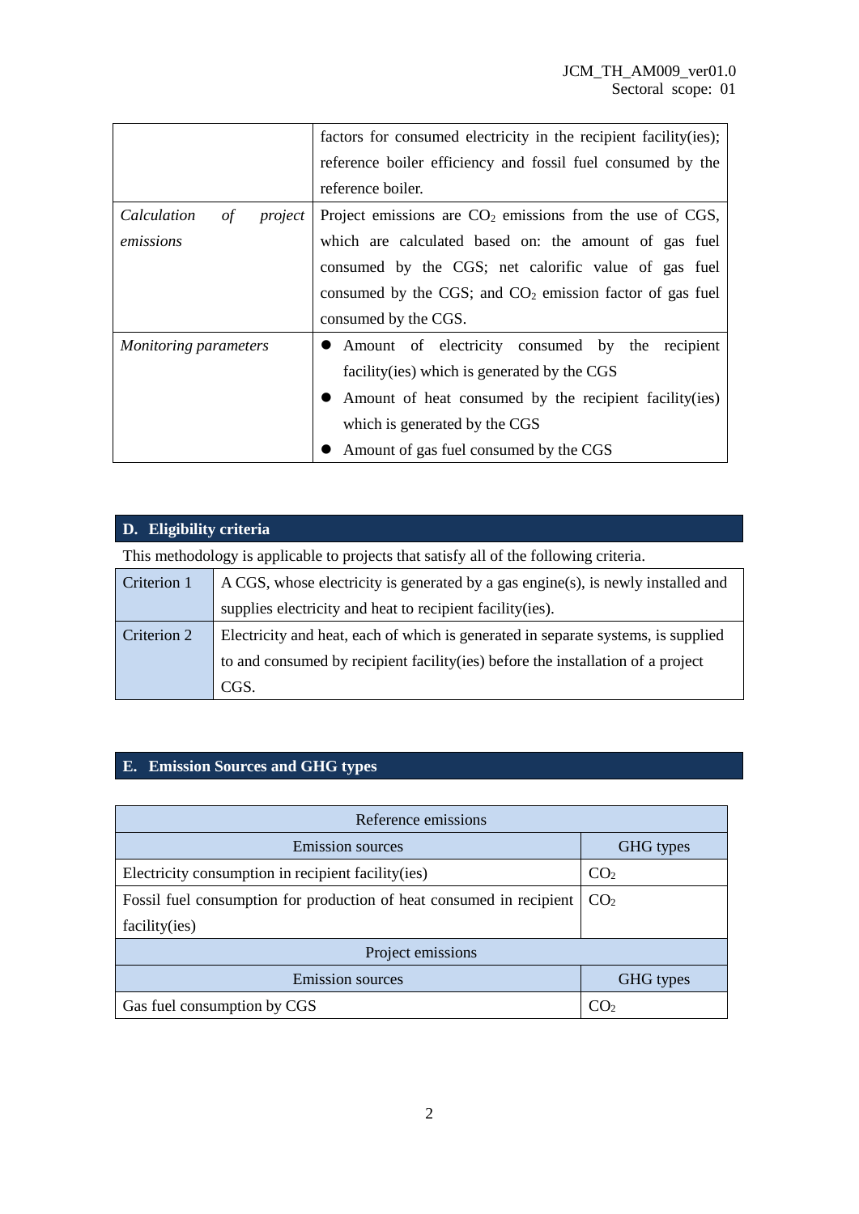| | |
|---|---|
| | factors for consumed electricity in the recipient facility(ies); reference boiler efficiency and fossil fuel consumed by the reference boiler. |
| *Calculation of project emissions* | Project emissions are $CO_2$ emissions from the use of CGS, which are calculated based on: the amount of gas fuel consumed by the CGS; net calorific value of gas fuel consumed by the CGS; and $CO_2$ emission factor of gas fuel consumed by the CGS. |
| *Monitoring parameters* | ● Amount of electricity consumed by the recipient facility(ies) which is generated by the CGS<br>● Amount of heat consumed by the recipient facility(ies) which is generated by the CGS<br>● Amount of gas fuel consumed by the CGS |

## D. Eligibility criteria

This methodology is applicable to projects that satisfy all of the following criteria.

| | |
|---|---|
| Criterion 1 | A CGS, whose electricity is generated by a gas engine(s), is newly installed and supplies electricity and heat to recipient facility(ies). |
| Criterion 2 | Electricity and heat, each of which is generated in separate systems, is supplied to and consumed by recipient facility(ies) before the installation of a project CGS. |

## E. Emission Sources and GHG types

| Reference emissions | |
|---|---|
| Emission sources | GHG types |
| Electricity consumption in recipient facility(ies) | $CO_2$ |
| Fossil fuel consumption for production of heat consumed in recipient facility(ies) | $CO_2$ |
| **Project emissions** | |
| Emission sources | GHG types |
| Gas fuel consumption by CGS | $CO_2$ |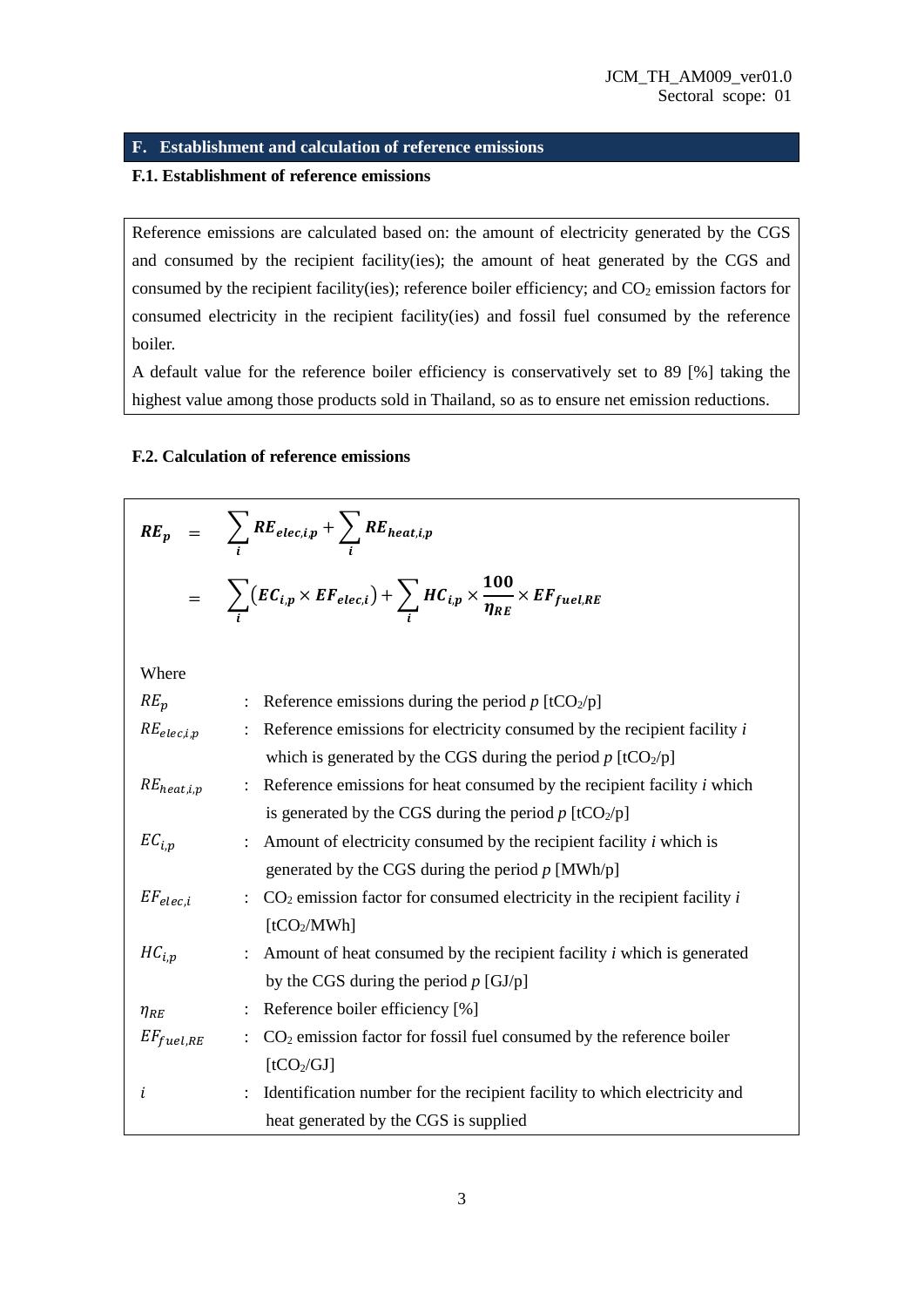## F. Establishment and calculation of reference emissions

### F.1. Establishment of reference emissions

Reference emissions are calculated based on: the amount of electricity generated by the CGS and consumed by the recipient facility(ies); the amount of heat generated by the CGS and consumed by the recipient facility(ies); reference boiler efficiency; and $CO_2$ emission factors for consumed electricity in the recipient facility(ies) and fossil fuel consumed by the reference boiler.

A default value for the reference boiler efficiency is conservatively set to 89 [%] taking the highest value among those products sold in Thailand, so as to ensure net emission reductions.

### F.2. Calculation of reference emissions

$$RE_p = \sum_i RE_{elec,i,p} + \sum_i RE_{heat,i,p}$$

$$= \sum_i \left(EC_{i,p} \times EF_{elec,i}\right) + \sum_i HC_{i,p} \times \frac{100}{\eta_{RE}} \times EF_{fuel,RE}$$

Where

| | | |
|---|---|---|
| $RE_p$ | : | Reference emissions during the period $p$ [$tCO_2/p$] |
| $RE_{elec,i,p}$ | : | Reference emissions for electricity consumed by the recipient facility $i$ which is generated by the CGS during the period $p$ [$tCO_2/p$] |
| $RE_{heat,i,p}$ | : | Reference emissions for heat consumed by the recipient facility $i$ which is generated by the CGS during the period $p$ [$tCO_2/p$] |
| $EC_{i,p}$ | : | Amount of electricity consumed by the recipient facility $i$ which is generated by the CGS during the period $p$ [MWh/p] |
| $EF_{elec,i}$ | : | $CO_2$ emission factor for consumed electricity in the recipient facility $i$ [$tCO_2/MWh$] |
| $HC_{i,p}$ | : | Amount of heat consumed by the recipient facility $i$ which is generated by the CGS during the period $p$ [GJ/p] |
| $\eta_{RE}$ | : | Reference boiler efficiency [%] |
| $EF_{fuel,RE}$ | : | $CO_2$ emission factor for fossil fuel consumed by the reference boiler [$tCO_2/GJ$] |
| $i$ | : | Identification number for the recipient facility to which electricity and heat generated by the CGS is supplied |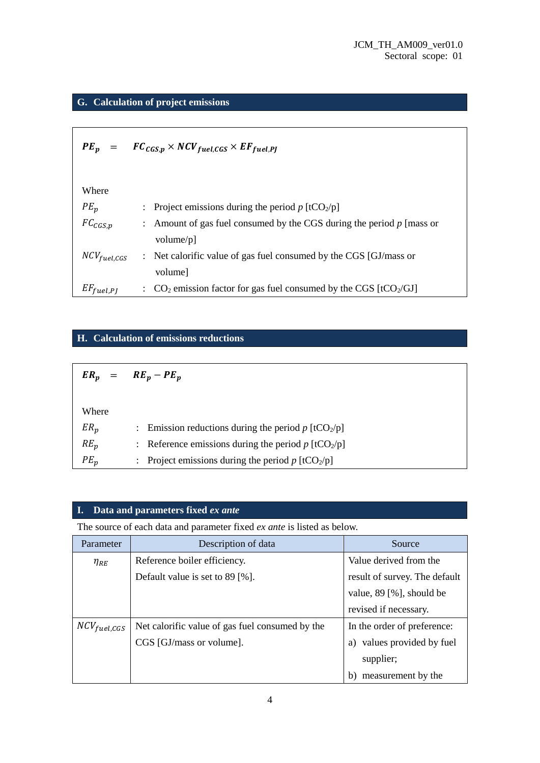## G. Calculation of project emissions

$$PE_p = FC_{CGS,p} \times NCV_{fuel,CGS} \times EF_{fuel,PJ}$$

Where

| | | |
|---|---|---|
| $PE_p$ | : | Project emissions during the period $p$ [$tCO_2/p$] |
| $FC_{CGS,p}$ | : | Amount of gas fuel consumed by the CGS during the period $p$ [mass or volume/p] |
| $NCV_{fuel,CGS}$ | : | Net calorific value of gas fuel consumed by the CGS [GJ/mass or volume] |
| $EF_{fuel,PJ}$ | : | $CO_2$ emission factor for gas fuel consumed by the CGS [$tCO_2/GJ$] |

## H. Calculation of emissions reductions

$$ER_p = RE_p - PE_p$$

Where

| | | |
|---|---|---|
| $ER_p$ | : | Emission reductions during the period $p$ [$tCO_2/p$] |
| $RE_p$ | : | Reference emissions during the period $p$ [$tCO_2/p$] |
| $PE_p$ | : | Project emissions during the period $p$ [$tCO_2/p$] |

## I. Data and parameters fixed *ex ante*

The source of each data and parameter fixed *ex ante* is listed as below.

| Parameter | Description of data | Source |
|---|---|---|
| $\eta_{RE}$ | Reference boiler efficiency. Default value is set to 89 [%]. | Value derived from the result of survey. The default value, 89 [%], should be revised if necessary. |
| $NCV_{fuel,CGS}$ | Net calorific value of gas fuel consumed by the CGS [GJ/mass or volume]. | In the order of preference: a) values provided by fuel supplier; b) measurement by the |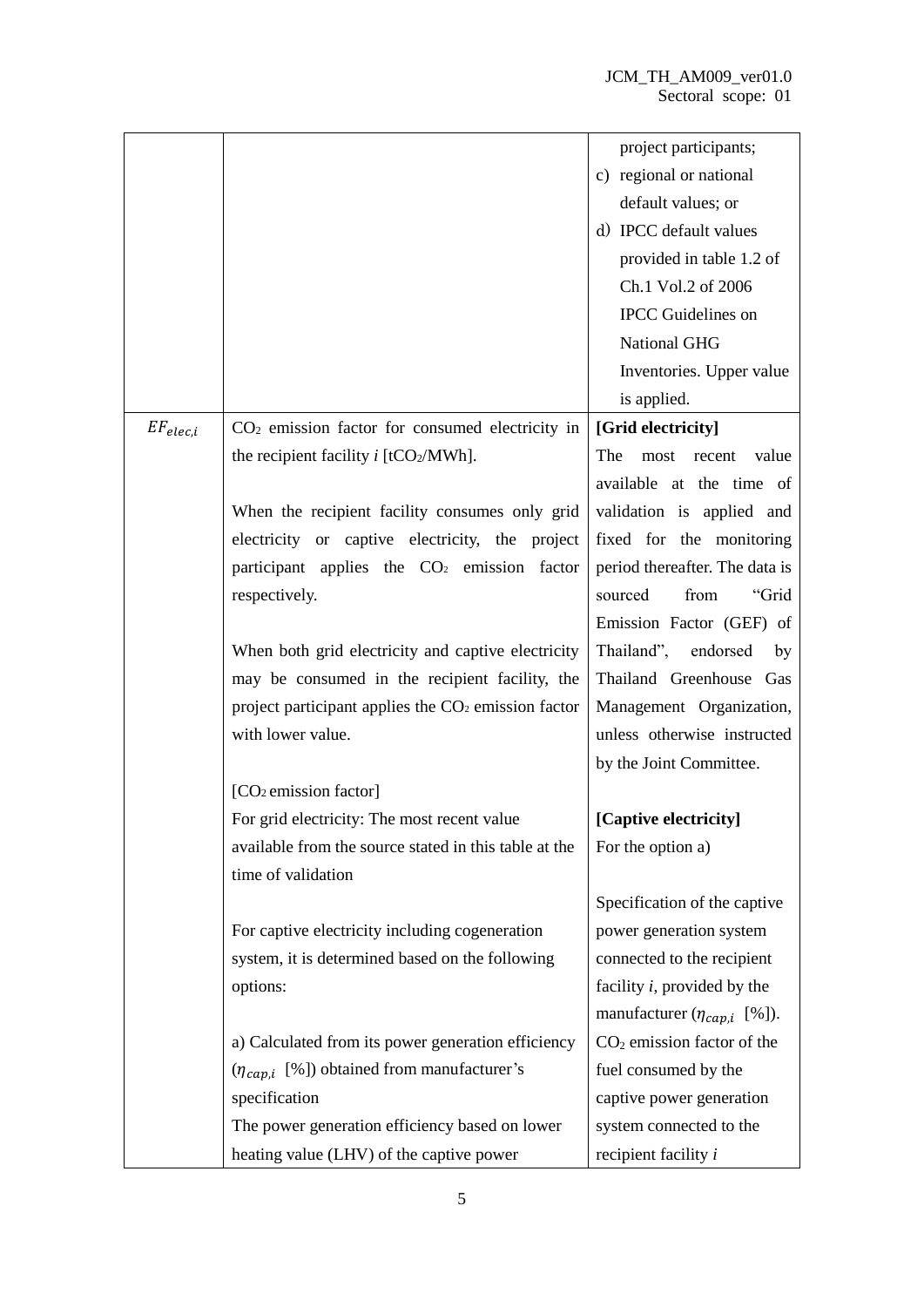| | | |
|---|---|---|
| | | project participants;<br>c) regional or national default values; or<br>d) IPCC default values provided in table 1.2 of Ch.1 Vol.2 of 2006 IPCC Guidelines on National GHG Inventories. Upper value is applied. |
| $EF_{elec,i}$ | $CO_2$ emission factor for consumed electricity in the recipient facility *i* [$tCO_2$/MWh].<br><br>When the recipient facility consumes only grid electricity or captive electricity, the project participant applies the $CO_2$ emission factor respectively.<br><br>When both grid electricity and captive electricity may be consumed in the recipient facility, the project participant applies the $CO_2$ emission factor with lower value.<br><br>[$CO_2$ emission factor]<br>For grid electricity: The most recent value available from the source stated in this table at the time of validation<br><br>For captive electricity including cogeneration system, it is determined based on the following options:<br><br>a) Calculated from its power generation efficiency ($\eta_{cap,i}$ [%]) obtained from manufacturer's specification<br>The power generation efficiency based on lower heating value (LHV) of the captive power | **[Grid electricity]**<br>The most recent value available at the time of validation is applied and fixed for the monitoring period thereafter. The data is sourced from "Grid Emission Factor (GEF) of Thailand", endorsed by Thailand Greenhouse Gas Management Organization, unless otherwise instructed by the Joint Committee.<br><br>**[Captive electricity]**<br>For the option a)<br><br>Specification of the captive power generation system connected to the recipient facility *i*, provided by the manufacturer ($\eta_{cap,i}$ [%]).<br>$CO_2$ emission factor of the fuel consumed by the captive power generation system connected to the recipient facility *i* |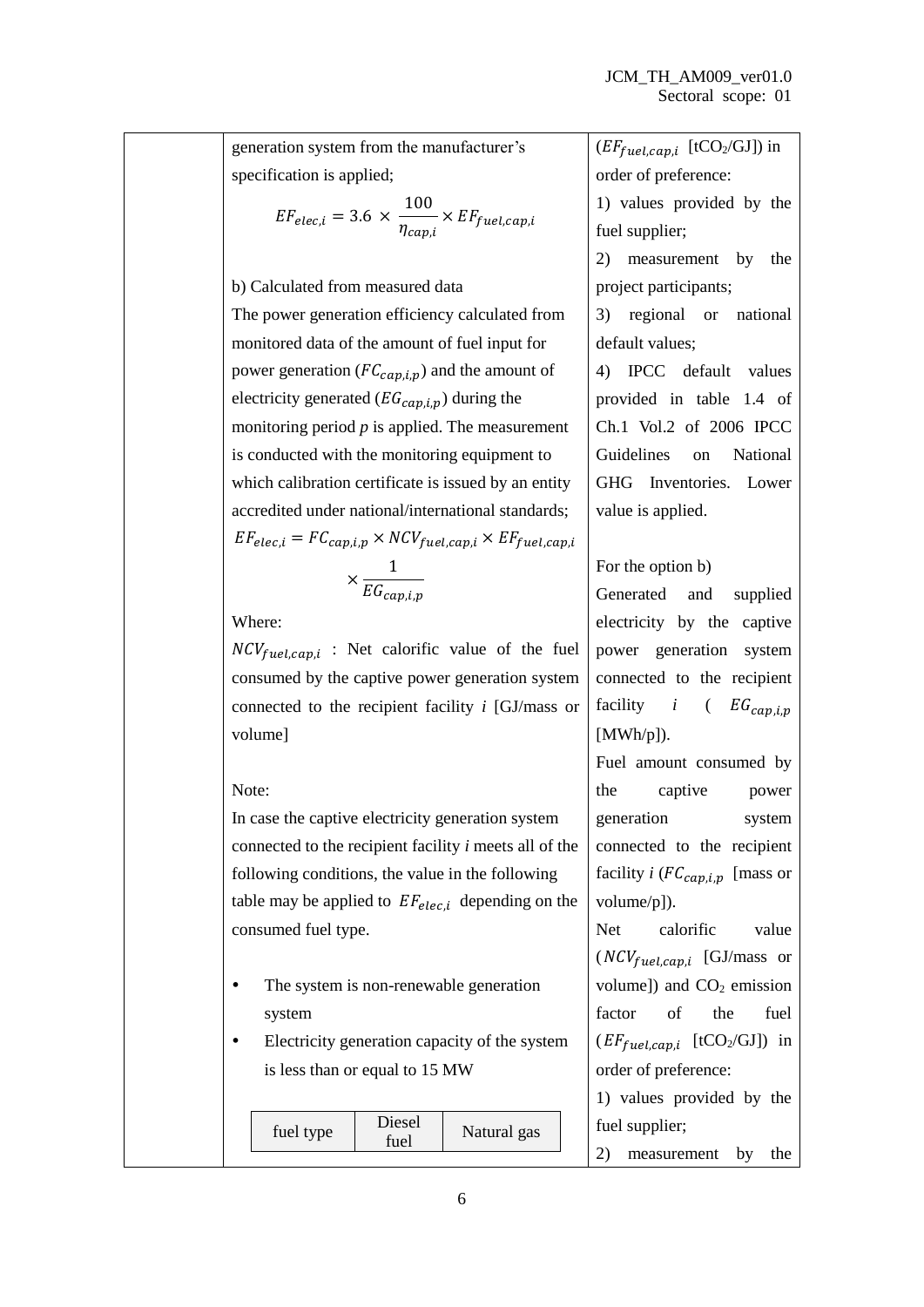| | generation system from the manufacturer's specification is applied;<br><br>$$EF_{elec,i} = 3.6 \times \frac{100}{\eta_{cap,i}} \times EF_{fuel,cap,i}$$<br><br>b) Calculated from measured data<br>The power generation efficiency calculated from monitored data of the amount of fuel input for power generation ($FC_{cap,i,p}$) and the amount of electricity generated ($EG_{cap,i,p}$) during the monitoring period *p* is applied. The measurement is conducted with the monitoring equipment to which calibration certificate is issued by an entity accredited under national/international standards;<br><br>$$EF_{elec,i} = FC_{cap,i,p} \times NCV_{fuel,cap,i} \times EF_{fuel,cap,i} \times \frac{1}{EG_{cap,i,p}}$$<br><br>Where:<br>$NCV_{fuel,cap,i}$ : Net calorific value of the fuel consumed by the captive power generation system connected to the recipient facility *i* [GJ/mass or volume]<br><br>Note:<br>In case the captive electricity generation system connected to the recipient facility *i* meets all of the following conditions, the value in the following table may be applied to $EF_{elec,i}$ depending on the consumed fuel type.<br><br>• The system is non-renewable generation system<br>• Electricity generation capacity of the system is less than or equal to 15 MW<br><br>fuel type \| Diesel fuel \| Natural gas | ($EF_{fuel,cap,i}$ [$tCO_2$/GJ]) in order of preference:<br>1) values provided by the fuel supplier;<br>2) measurement by the project participants;<br>3) regional or national default values;<br>4) IPCC default values provided in table 1.4 of Ch.1 Vol.2 of 2006 IPCC Guidelines on National GHG Inventories. Lower value is applied.<br><br>For the option b)<br>Generated and supplied electricity by the captive power generation system connected to the recipient facility *i* ($EG_{cap,i,p}$ [MWh/p]).<br>Fuel amount consumed by the captive power generation system connected to the recipient facility *i* ($FC_{cap,i,p}$ [mass or volume/p]).<br>Net calorific value ($NCV_{fuel,cap,i}$ [GJ/mass or volume]) and $CO_2$ emission factor of the fuel ($EF_{fuel,cap,i}$ [$tCO_2$/GJ]) in order of preference:<br>1) values provided by the fuel supplier;<br>2) measurement by the |
|---|---|---|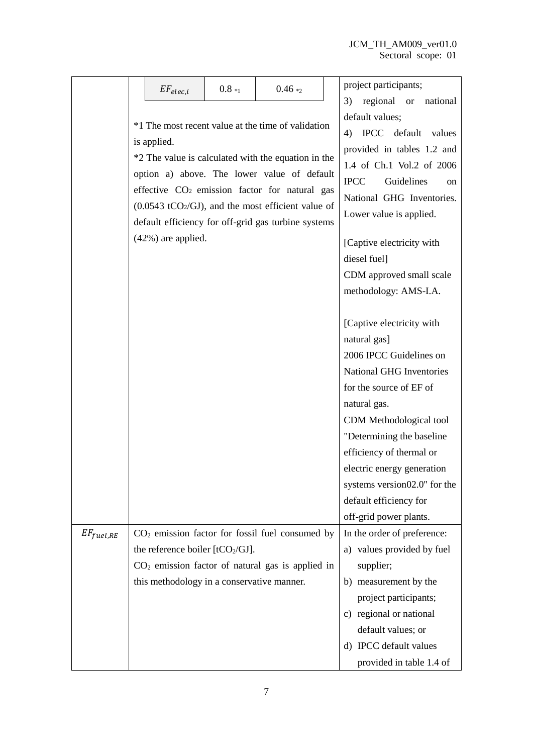| Parameter | Description of data | Source |
|---|---|---|
| | <table><tr><td>$EF_{elec,i}$</td><td>0.8 *1</td><td>0.46 *2</td></tr></table> *1 The most recent value at the time of validation is applied.<br>*2 The value is calculated with the equation in the option a) above. The lower value of default effective $CO_2$ emission factor for natural gas (0.0543 $tCO_2/GJ$), and the most efficient value of default efficiency for off-grid gas turbine systems (42%) are applied. | project participants;<br>3) regional or national default values;<br>4) IPCC default values provided in tables 1.2 and 1.4 of Ch.1 Vol.2 of 2006 IPCC Guidelines on National GHG Inventories. Lower value is applied.<br><br>[Captive electricity with diesel fuel]<br>CDM approved small scale methodology: AMS-I.A.<br><br>[Captive electricity with natural gas]<br>2006 IPCC Guidelines on National GHG Inventories for the source of EF of natural gas.<br>CDM Methodological tool "Determining the baseline efficiency of thermal or electric energy generation systems version02.0" for the default efficiency for off-grid power plants. |
| $EF_{fuel,RE}$ | $CO_2$ emission factor for fossil fuel consumed by the reference boiler [$tCO_2/GJ$].<br>$CO_2$ emission factor of natural gas is applied in this methodology in a conservative manner. | In the order of preference:<br>a) values provided by fuel supplier;<br>b) measurement by the project participants;<br>c) regional or national default values; or<br>d) IPCC default values provided in table 1.4 of |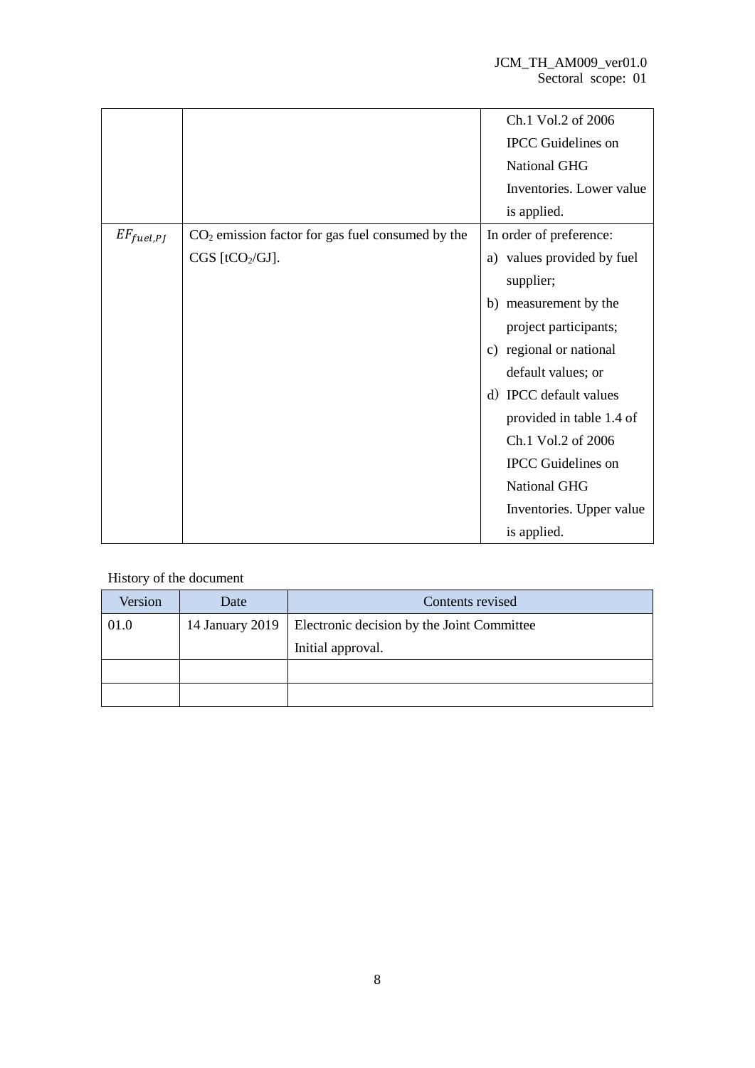| | | |
|---|---|---|
| | | Ch.1 Vol.2 of 2006 IPCC Guidelines on National GHG Inventories. Lower value is applied. |
| $EF_{fuel,PJ}$ | $CO_2$ emission factor for gas fuel consumed by the CGS [$tCO_2$/GJ]. | In order of preference:<br>a) values provided by fuel supplier;<br>b) measurement by the project participants;<br>c) regional or national default values; or<br>d) IPCC default values provided in table 1.4 of Ch.1 Vol.2 of 2006 IPCC Guidelines on National GHG Inventories. Upper value is applied. |

History of the document

| Version | Date | Contents revised |
|---|---|---|
| 01.0 | 14 January 2019 | Electronic decision by the Joint Committee<br>Initial approval. |
| | | |
| | | |